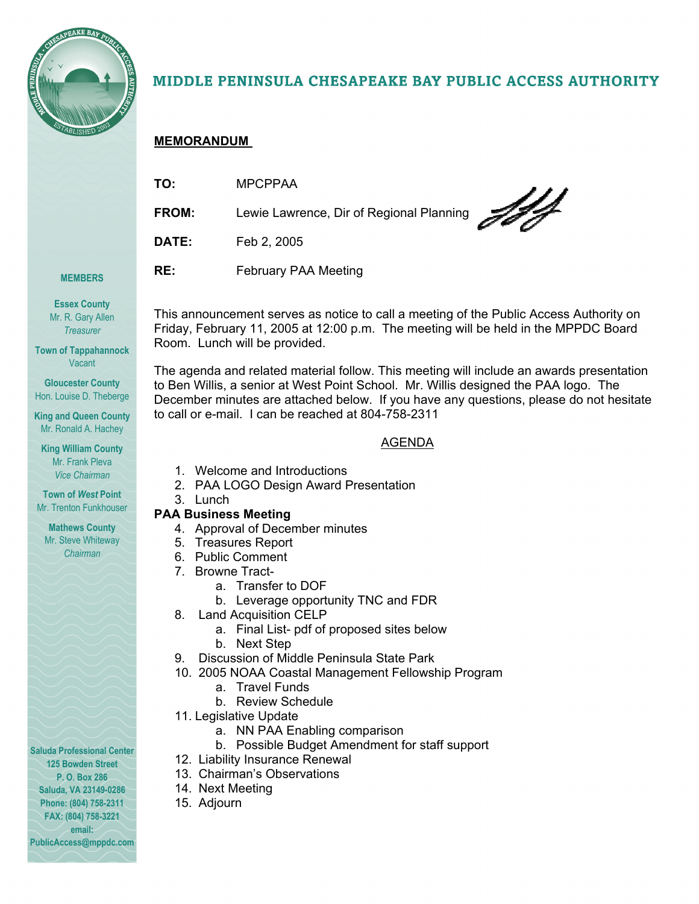# MIDDLE PENINSULA CHESAPEAKE BAY PUBLIC ACCESS AUTHORITY

**MEMBERS**

**Essex County**
Mr. R. Gary Allen
*Treasurer*

**Town of Tappahannock**
Vacant

**Gloucester County**
Hon. Louise D. Theberge

**King and Queen County**
Mr. Ronald A. Hachey

**King William County**
Mr. Frank Pleva
*Vice Chairman*

**Town of *West* Point**
Mr. Trenton Funkhouser

**Mathews County**
Mr. Steve Whiteway
*Chairman*

**Saluda Professional Center**
**125 Bowden Street**
**P. O. Box 286**
**Saluda, VA 23149-0286**
**Phone: (804) 758-2311**
**FAX: (804) 758-3221**
**email:**
**PublicAccess@mppdc.com**

## MEMORANDUM

**TO:** MPCPPAA

**FROM:** Lewie Lawrence, Dir of Regional Planning

**DATE:** Feb 2, 2005

**RE:** February PAA Meeting

This announcement serves as notice to call a meeting of the Public Access Authority on Friday, February 11, 2005 at 12:00 p.m. The meeting will be held in the MPPDC Board Room. Lunch will be provided.

The agenda and related material follow. This meeting will include an awards presentation to Ben Willis, a senior at West Point School. Mr. Willis designed the PAA logo. The December minutes are attached below. If you have any questions, please do not hesitate to call or e-mail. I can be reached at 804-758-2311

## AGENDA

1. Welcome and Introductions
2. PAA LOGO Design Award Presentation
3. Lunch

**PAA Business Meeting**

4. Approval of December minutes
5. Treasures Report
6. Public Comment
7. Browne Tract-
   a. Transfer to DOF
   b. Leverage opportunity TNC and FDR
8. Land Acquisition CELP
   a. Final List- pdf of proposed sites below
   b. Next Step
9. Discussion of Middle Peninsula State Park
10. 2005 NOAA Coastal Management Fellowship Program
    a. Travel Funds
    b. Review Schedule
11. Legislative Update
    a. NN PAA Enabling comparison
    b. Possible Budget Amendment for staff support
12. Liability Insurance Renewal
13. Chairman's Observations
14. Next Meeting
15. Adjourn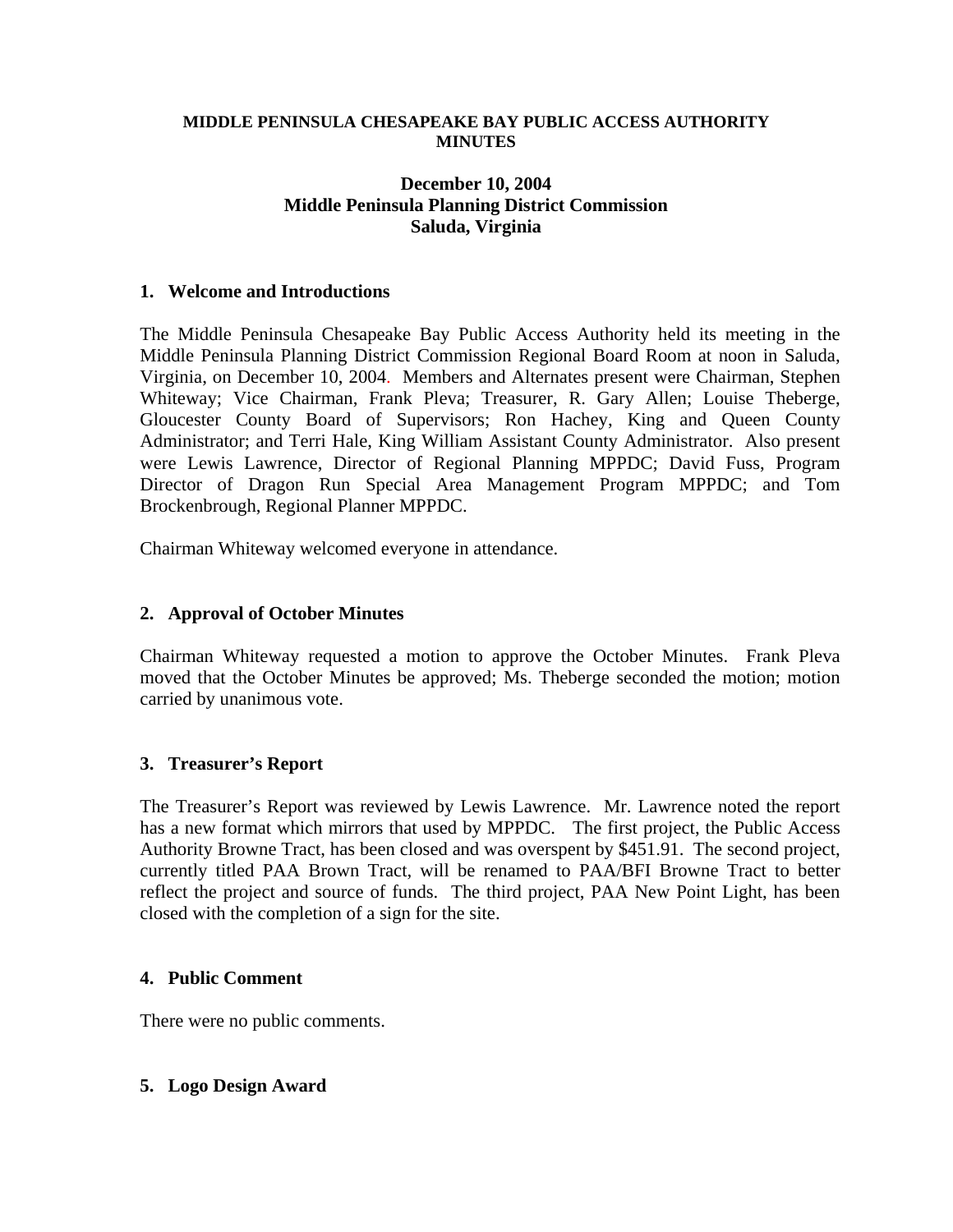**MIDDLE PENINSULA CHESAPEAKE BAY PUBLIC ACCESS AUTHORITY MINUTES**

**December 10, 2004**
**Middle Peninsula Planning District Commission**
**Saluda, Virginia**

## 1. Welcome and Introductions

The Middle Peninsula Chesapeake Bay Public Access Authority held its meeting in the Middle Peninsula Planning District Commission Regional Board Room at noon in Saluda, Virginia, on December 10, 2004. Members and Alternates present were Chairman, Stephen Whiteway; Vice Chairman, Frank Pleva; Treasurer, R. Gary Allen; Louise Theberge, Gloucester County Board of Supervisors; Ron Hachey, King and Queen County Administrator; and Terri Hale, King William Assistant County Administrator. Also present were Lewis Lawrence, Director of Regional Planning MPPDC; David Fuss, Program Director of Dragon Run Special Area Management Program MPPDC; and Tom Brockenbrough, Regional Planner MPPDC.

Chairman Whiteway welcomed everyone in attendance.

## 2. Approval of October Minutes

Chairman Whiteway requested a motion to approve the October Minutes. Frank Pleva moved that the October Minutes be approved; Ms. Theberge seconded the motion; motion carried by unanimous vote.

## 3. Treasurer's Report

The Treasurer's Report was reviewed by Lewis Lawrence. Mr. Lawrence noted the report has a new format which mirrors that used by MPPDC. The first project, the Public Access Authority Browne Tract, has been closed and was overspent by $451.91. The second project, currently titled PAA Brown Tract, will be renamed to PAA/BFI Browne Tract to better reflect the project and source of funds. The third project, PAA New Point Light, has been closed with the completion of a sign for the site.

## 4. Public Comment

There were no public comments.

## 5. Logo Design Award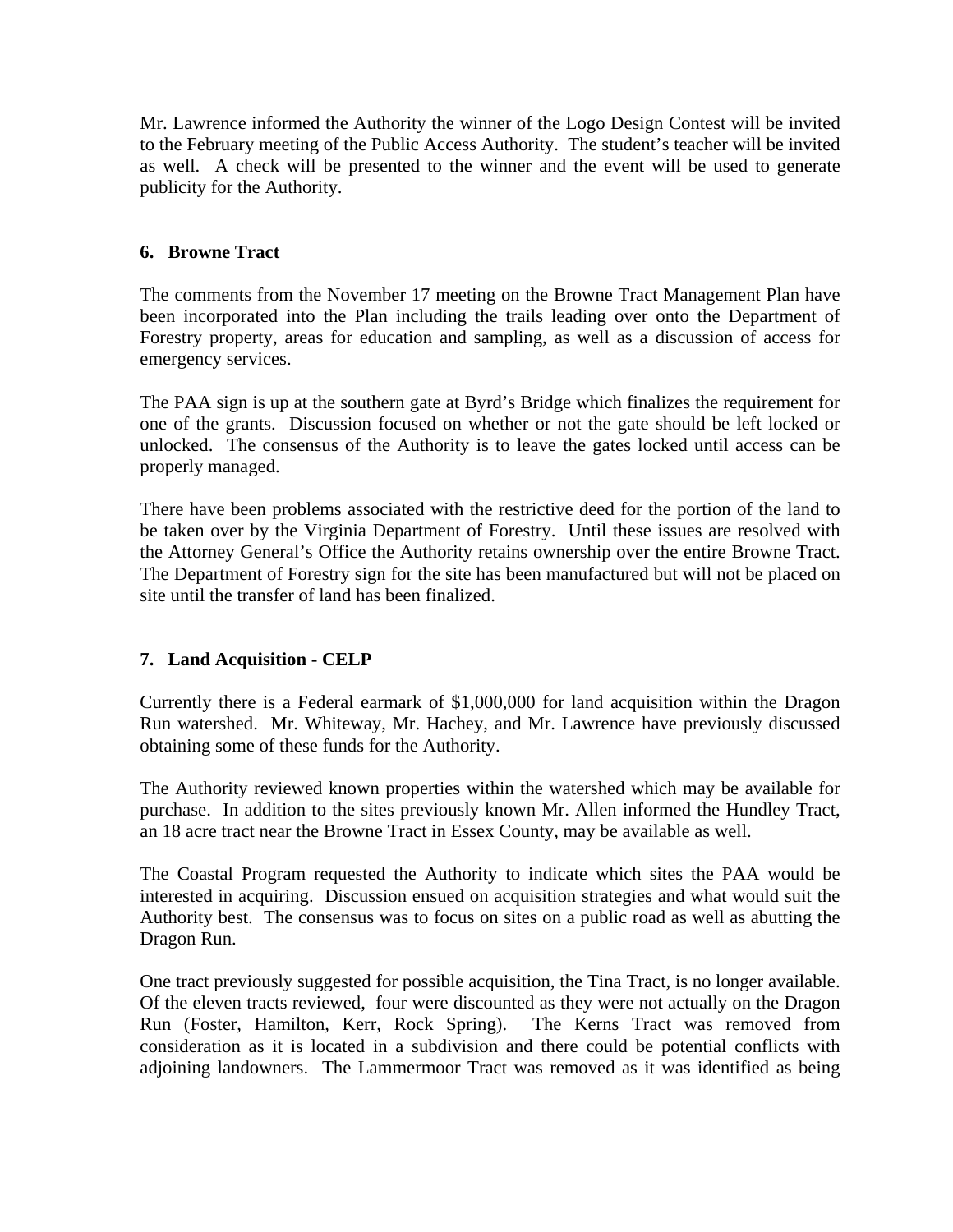Mr. Lawrence informed the Authority the winner of the Logo Design Contest will be invited to the February meeting of the Public Access Authority. The student's teacher will be invited as well. A check will be presented to the winner and the event will be used to generate publicity for the Authority.

## 6. Browne Tract

The comments from the November 17 meeting on the Browne Tract Management Plan have been incorporated into the Plan including the trails leading over onto the Department of Forestry property, areas for education and sampling, as well as a discussion of access for emergency services.

The PAA sign is up at the southern gate at Byrd's Bridge which finalizes the requirement for one of the grants. Discussion focused on whether or not the gate should be left locked or unlocked. The consensus of the Authority is to leave the gates locked until access can be properly managed.

There have been problems associated with the restrictive deed for the portion of the land to be taken over by the Virginia Department of Forestry. Until these issues are resolved with the Attorney General's Office the Authority retains ownership over the entire Browne Tract. The Department of Forestry sign for the site has been manufactured but will not be placed on site until the transfer of land has been finalized.

## 7. Land Acquisition - CELP

Currently there is a Federal earmark of $1,000,000 for land acquisition within the Dragon Run watershed. Mr. Whiteway, Mr. Hachey, and Mr. Lawrence have previously discussed obtaining some of these funds for the Authority.

The Authority reviewed known properties within the watershed which may be available for purchase. In addition to the sites previously known Mr. Allen informed the Hundley Tract, an 18 acre tract near the Browne Tract in Essex County, may be available as well.

The Coastal Program requested the Authority to indicate which sites the PAA would be interested in acquiring. Discussion ensued on acquisition strategies and what would suit the Authority best. The consensus was to focus on sites on a public road as well as abutting the Dragon Run.

One tract previously suggested for possible acquisition, the Tina Tract, is no longer available. Of the eleven tracts reviewed, four were discounted as they were not actually on the Dragon Run (Foster, Hamilton, Kerr, Rock Spring). The Kerns Tract was removed from consideration as it is located in a subdivision and there could be potential conflicts with adjoining landowners. The Lammermoor Tract was removed as it was identified as being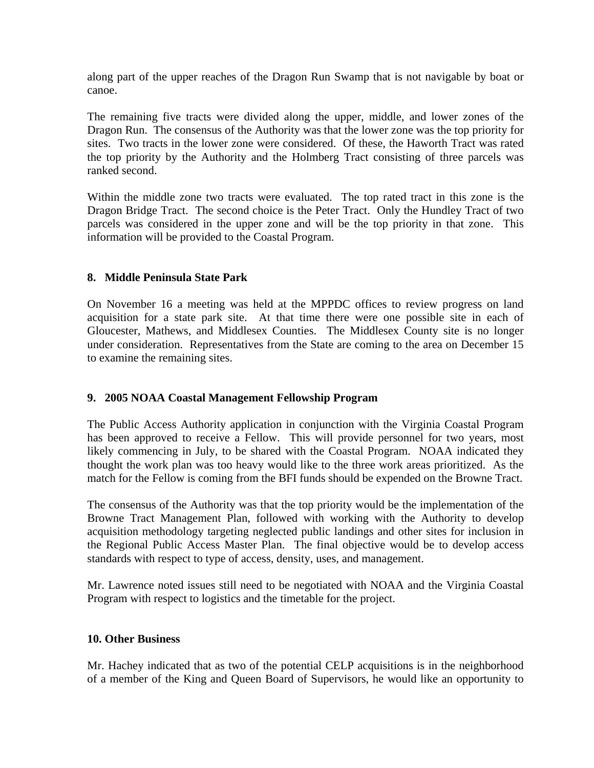along part of the upper reaches of the Dragon Run Swamp that is not navigable by boat or canoe.

The remaining five tracts were divided along the upper, middle, and lower zones of the Dragon Run. The consensus of the Authority was that the lower zone was the top priority for sites. Two tracts in the lower zone were considered. Of these, the Haworth Tract was rated the top priority by the Authority and the Holmberg Tract consisting of three parcels was ranked second.

Within the middle zone two tracts were evaluated. The top rated tract in this zone is the Dragon Bridge Tract. The second choice is the Peter Tract. Only the Hundley Tract of two parcels was considered in the upper zone and will be the top priority in that zone. This information will be provided to the Coastal Program.

**8. Middle Peninsula State Park**

On November 16 a meeting was held at the MPPDC offices to review progress on land acquisition for a state park site. At that time there were one possible site in each of Gloucester, Mathews, and Middlesex Counties. The Middlesex County site is no longer under consideration. Representatives from the State are coming to the area on December 15 to examine the remaining sites.

**9. 2005 NOAA Coastal Management Fellowship Program**

The Public Access Authority application in conjunction with the Virginia Coastal Program has been approved to receive a Fellow. This will provide personnel for two years, most likely commencing in July, to be shared with the Coastal Program. NOAA indicated they thought the work plan was too heavy would like to the three work areas prioritized. As the match for the Fellow is coming from the BFI funds should be expended on the Browne Tract.

The consensus of the Authority was that the top priority would be the implementation of the Browne Tract Management Plan, followed with working with the Authority to develop acquisition methodology targeting neglected public landings and other sites for inclusion in the Regional Public Access Master Plan. The final objective would be to develop access standards with respect to type of access, density, uses, and management.

Mr. Lawrence noted issues still need to be negotiated with NOAA and the Virginia Coastal Program with respect to logistics and the timetable for the project.

**10. Other Business**

Mr. Hachey indicated that as two of the potential CELP acquisitions is in the neighborhood of a member of the King and Queen Board of Supervisors, he would like an opportunity to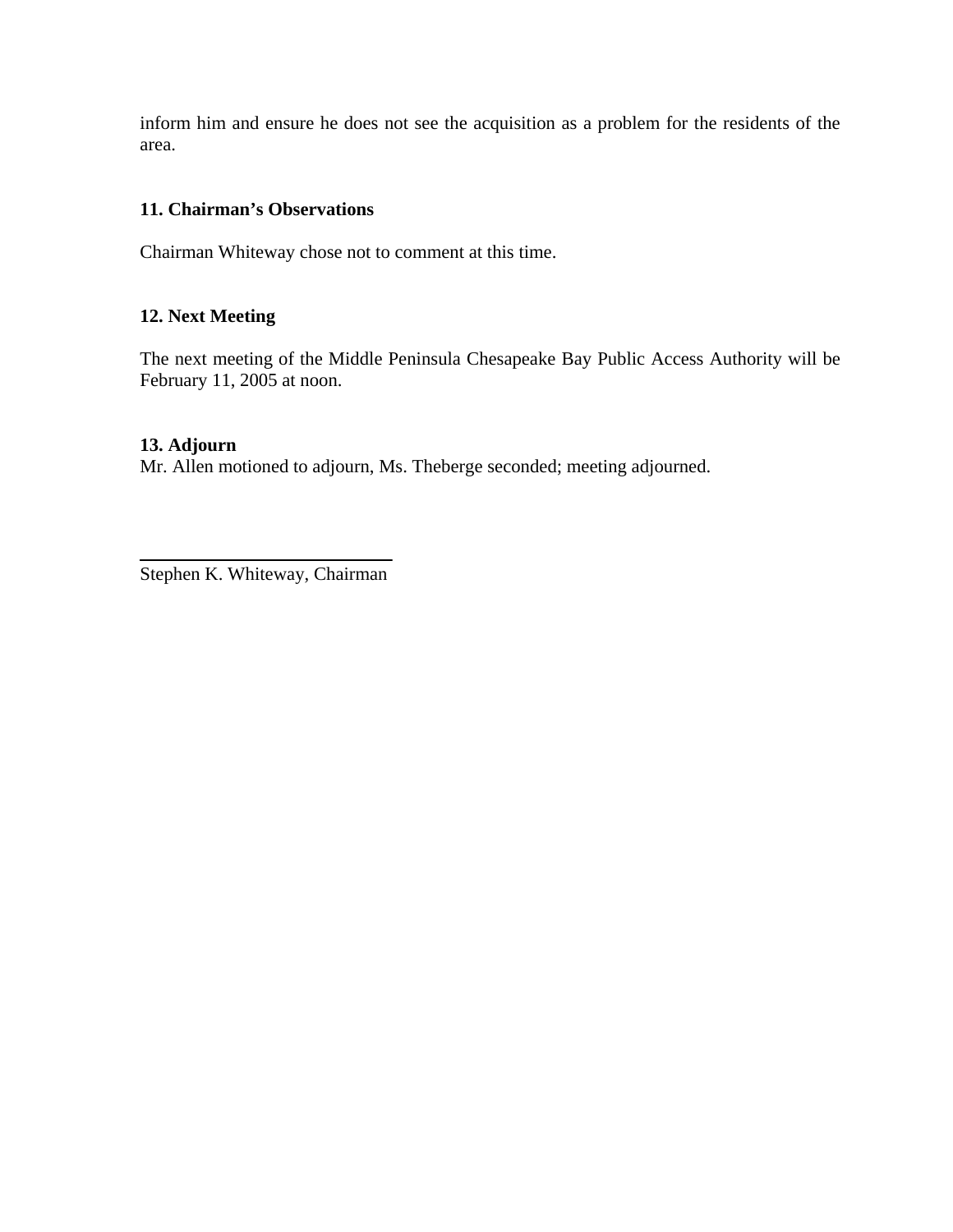inform him and ensure he does not see the acquisition as a problem for the residents of the area.

**11. Chairman's Observations**

Chairman Whiteway chose not to comment at this time.

**12. Next Meeting**

The next meeting of the Middle Peninsula Chesapeake Bay Public Access Authority will be February 11, 2005 at noon.

**13. Adjourn**

Mr. Allen motioned to adjourn, Ms. Theberge seconded; meeting adjourned.

\_\_\_\_\_\_\_\_\_\_\_\_\_\_\_\_\_\_\_\_\_\_\_\_\_\_\_\_

Stephen K. Whiteway, Chairman